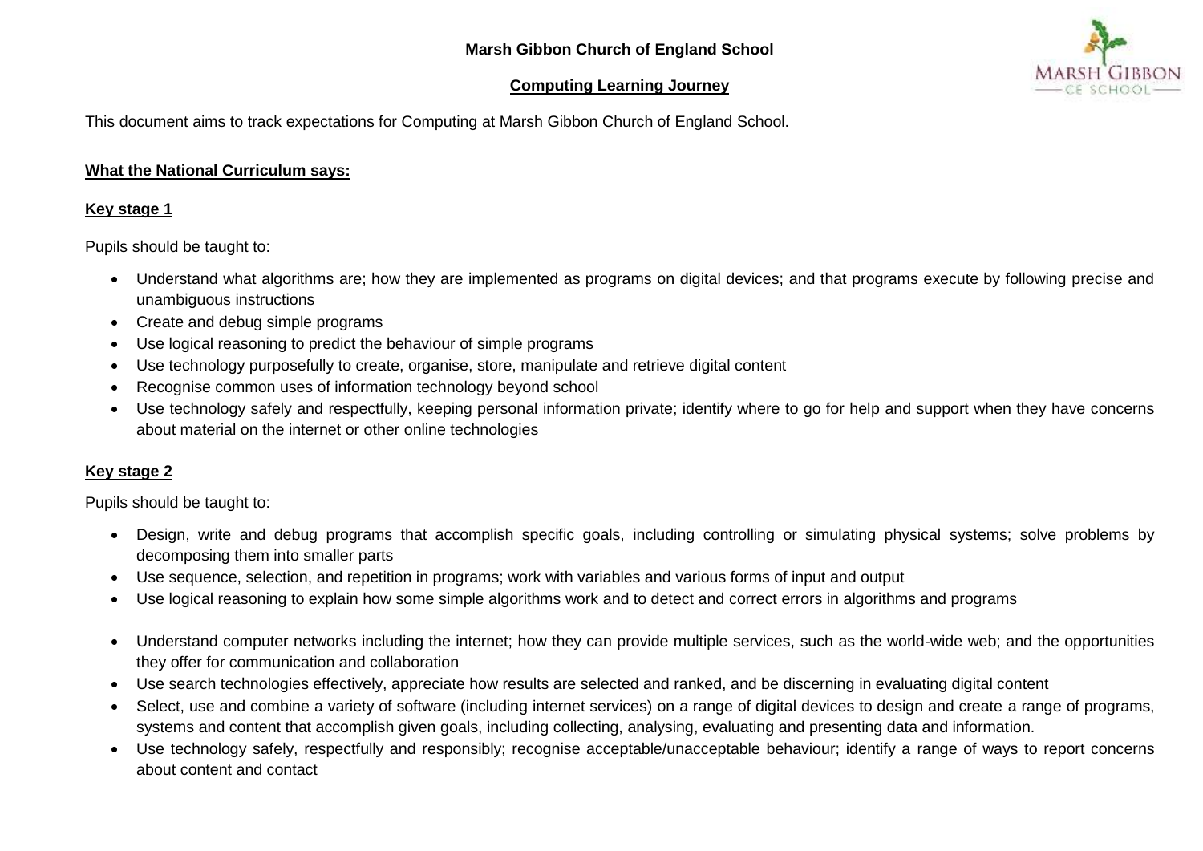**Marsh Gibbon Church of England School**

**Computing Learning Journey**

This document aims to track expectations for Computing at Marsh Gibbon Church of England School.

**What the National Curriculum says:**

**Key stage 1**

Pupils should be taught to:

- Understand what algorithms are; how they are implemented as programs on digital devices; and that programs execute by following precise and unambiguous instructions
- Create and debug simple programs
- Use logical reasoning to predict the behaviour of simple programs
- Use technology purposefully to create, organise, store, manipulate and retrieve digital content
- Recognise common uses of information technology beyond school
- Use technology safely and respectfully, keeping personal information private; identify where to go for help and support when they have concerns about material on the internet or other online technologies

**Key stage 2**

Pupils should be taught to:

- Design, write and debug programs that accomplish specific goals, including controlling or simulating physical systems; solve problems by decomposing them into smaller parts
- Use sequence, selection, and repetition in programs; work with variables and various forms of input and output
- Use logical reasoning to explain how some simple algorithms work and to detect and correct errors in algorithms and programs
- Understand computer networks including the internet; how they can provide multiple services, such as the world-wide web; and the opportunities they offer for communication and collaboration
- Use search technologies effectively, appreciate how results are selected and ranked, and be discerning in evaluating digital content
- Select, use and combine a variety of software (including internet services) on a range of digital devices to design and create a range of programs, systems and content that accomplish given goals, including collecting, analysing, evaluating and presenting data and information.
- Use technology safely, respectfully and responsibly; recognise acceptable/unacceptable behaviour; identify a range of ways to report concerns about content and contact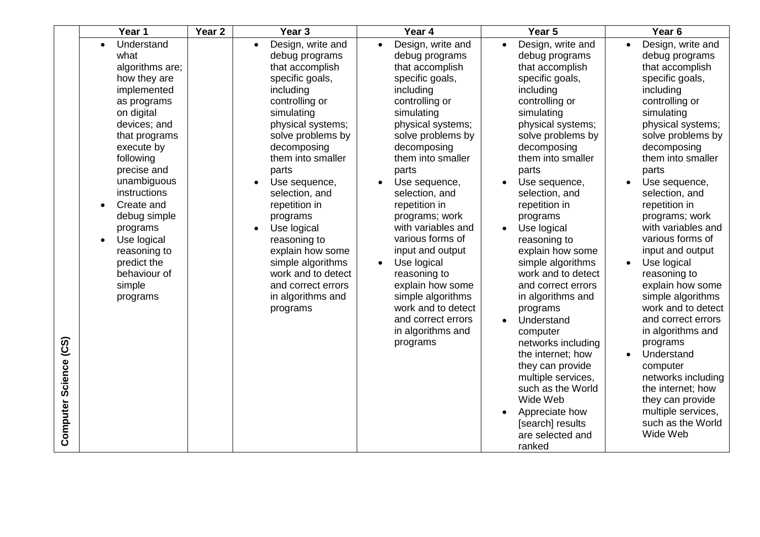| | Year 1 | Year 2 | Year 3 | Year 4 | Year 5 | Year 6 |
|---|---|---|---|---|---|---|
| **Computer Science (CS)** | • Understand what algorithms are; how they are implemented as programs on digital devices; and that programs execute by following precise and unambiguous instructions<br>• Create and debug simple programs<br>• Use logical reasoning to predict the behaviour of simple programs | | • Design, write and debug programs that accomplish specific goals, including controlling or simulating physical systems; solve problems by decomposing them into smaller parts<br>• Use sequence, selection, and repetition in programs<br>• Use logical reasoning to explain how some simple algorithms work and to detect and correct errors in algorithms and programs | • Design, write and debug programs that accomplish specific goals, including controlling or simulating physical systems; solve problems by decomposing them into smaller parts<br>• Use sequence, selection, and repetition in programs; work with variables and various forms of input and output<br>• Use logical reasoning to explain how some simple algorithms work and to detect and correct errors in algorithms and programs | • Design, write and debug programs that accomplish specific goals, including controlling or simulating physical systems; solve problems by decomposing them into smaller parts<br>• Use sequence, selection, and repetition in programs<br>• Use logical reasoning to explain how some simple algorithms work and to detect and correct errors in algorithms and programs<br>• Understand computer networks including the internet; how they can provide multiple services, such as the World Wide Web<br>• Appreciate how [search] results are selected and ranked | • Design, write and debug programs that accomplish specific goals, including controlling or simulating physical systems; solve problems by decomposing them into smaller parts<br>• Use sequence, selection, and repetition in programs; work with variables and various forms of input and output<br>• Use logical reasoning to explain how some simple algorithms work and to detect and correct errors in algorithms and programs<br>• Understand computer networks including the internet; how they can provide multiple services, such as the World Wide Web |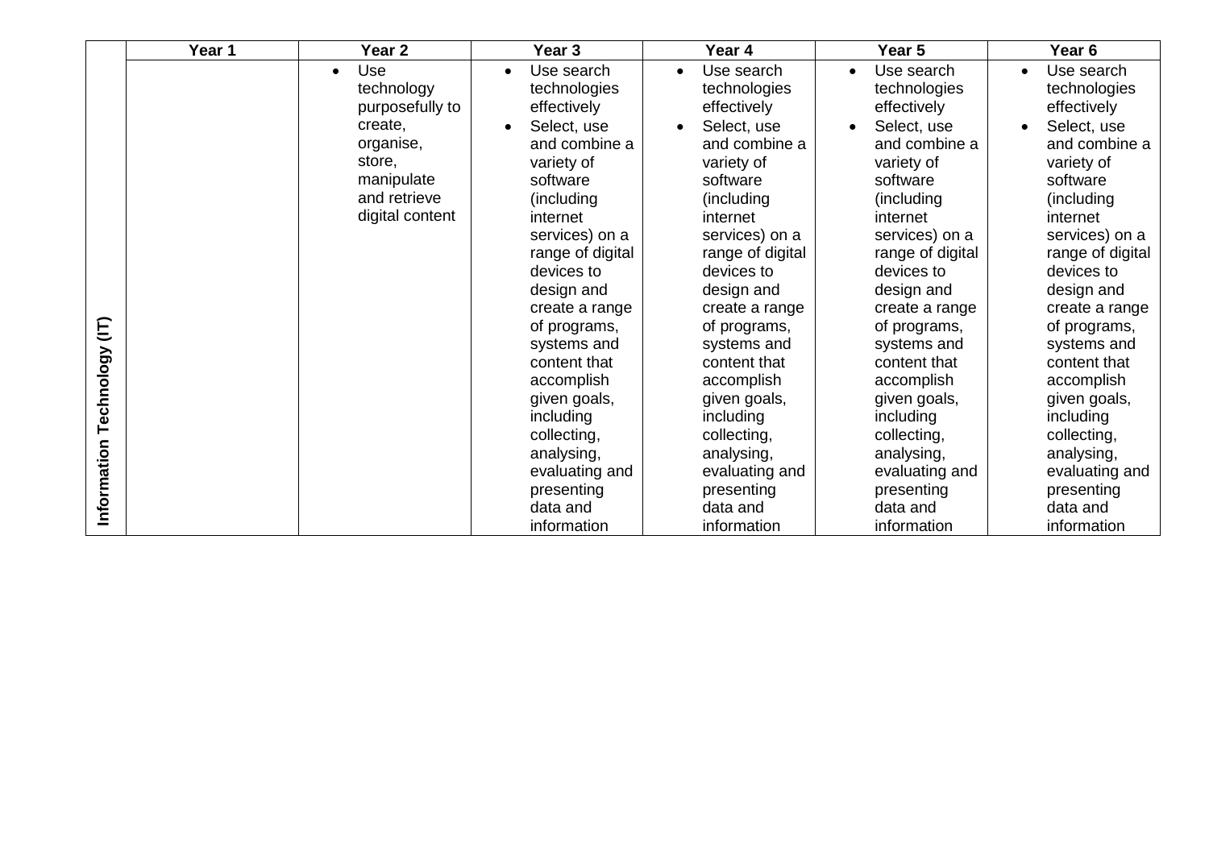| | Year 1 | Year 2 | Year 3 | Year 4 | Year 5 | Year 6 |
|---|---|---|---|---|---|---|
| **Information Technology (IT)** | | • Use technology purposefully to create, organise, store, manipulate and retrieve digital content | • Use search technologies effectively<br>• Select, use and combine a variety of software (including internet services) on a range of digital devices to design and create a range of programs, systems and content that accomplish given goals, including collecting, analysing, evaluating and presenting data and information | • Use search technologies effectively<br>• Select, use and combine a variety of software (including internet services) on a range of digital devices to design and create a range of programs, systems and content that accomplish given goals, including collecting, analysing, evaluating and presenting data and information | • Use search technologies effectively<br>• Select, use and combine a variety of software (including internet services) on a range of digital devices to design and create a range of programs, systems and content that accomplish given goals, including collecting, analysing, evaluating and presenting data and information | • Use search technologies effectively<br>• Select, use and combine a variety of software (including internet services) on a range of digital devices to design and create a range of programs, systems and content that accomplish given goals, including collecting, analysing, evaluating and presenting data and information |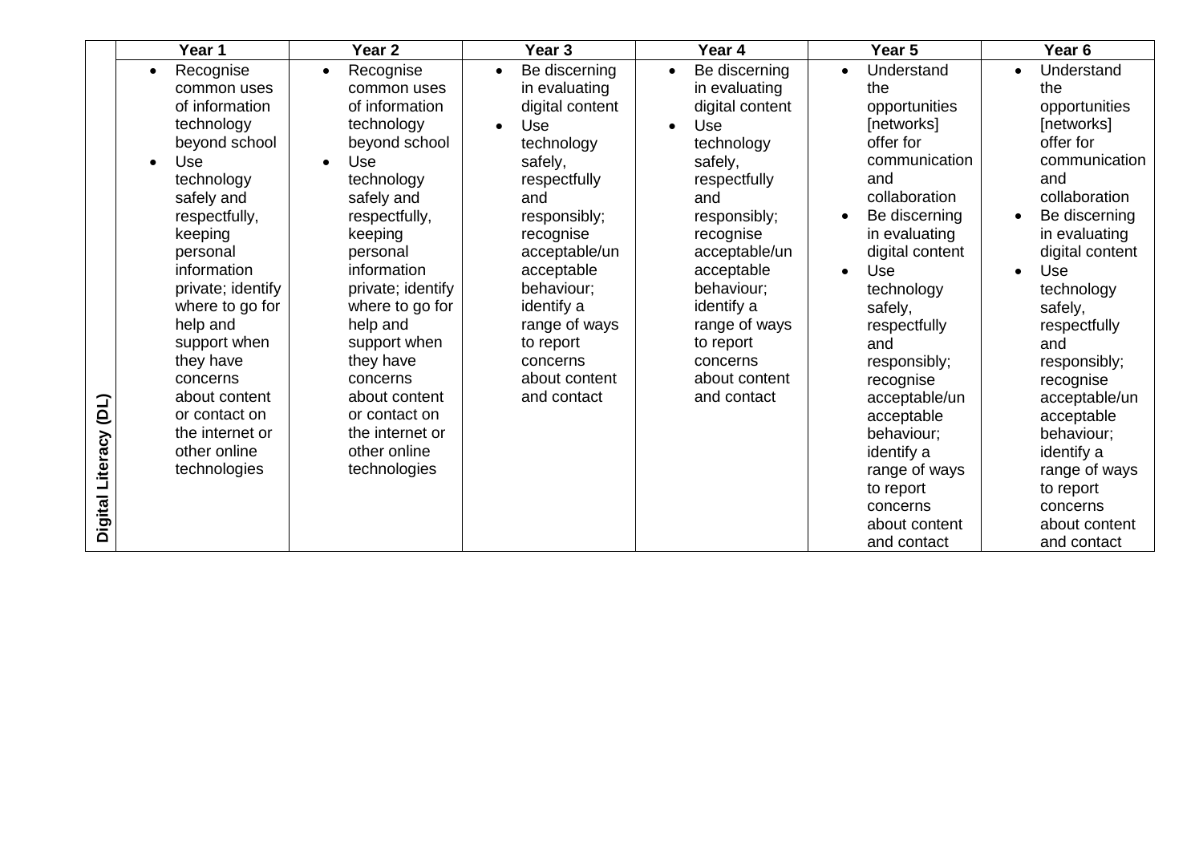| | Year 1 | Year 2 | Year 3 | Year 4 | Year 5 | Year 6 |
|---|---|---|---|---|---|---|
| **Digital Literacy (DL)** | • Recognise common uses of information technology beyond school<br>• Use technology safely and respectfully, keeping personal information private; identify where to go for help and support when they have concerns about content or contact on the internet or other online technologies | • Recognise common uses of information technology beyond school<br>• Use technology safely and respectfully, keeping personal information private; identify where to go for help and support when they have concerns about content or contact on the internet or other online technologies | • Be discerning in evaluating digital content<br>• Use technology safely, respectfully and responsibly; recognise acceptable/unacceptable behaviour; identify a range of ways to report concerns about content and contact | • Be discerning in evaluating digital content<br>• Use technology safely, respectfully and responsibly; recognise acceptable/unacceptable behaviour; identify a range of ways to report concerns about content and contact | • Understand the opportunities [networks] offer for communication and collaboration<br>• Be discerning in evaluating digital content<br>• Use technology safely, respectfully and responsibly; recognise acceptable/unacceptable behaviour; identify a range of ways to report concerns about content and contact | • Understand the opportunities [networks] offer for communication and collaboration<br>• Be discerning in evaluating digital content<br>• Use technology safely, respectfully and responsibly; recognise acceptable/unacceptable behaviour; identify a range of ways to report concerns about content and contact |